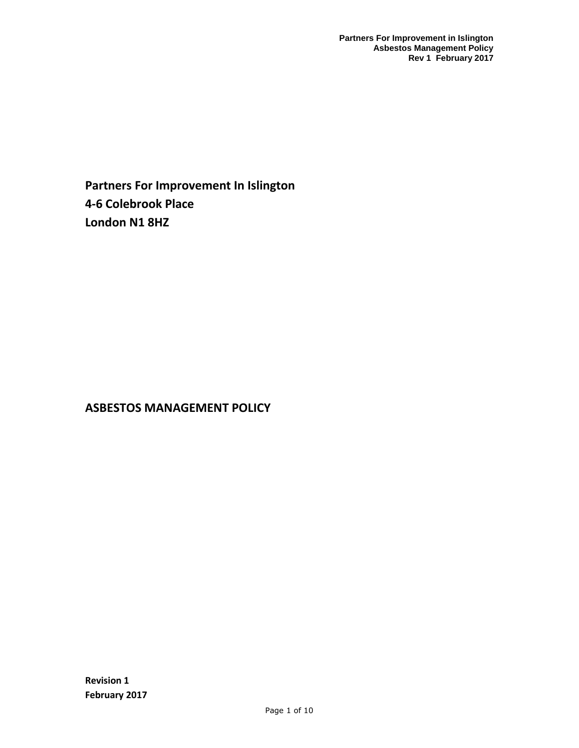**Partners For Improvement In Islington**
**4-6 Colebrook Place**
**London N1 8HZ**

# ASBESTOS MANAGEMENT POLICY

**Revision 1**
**February 2017**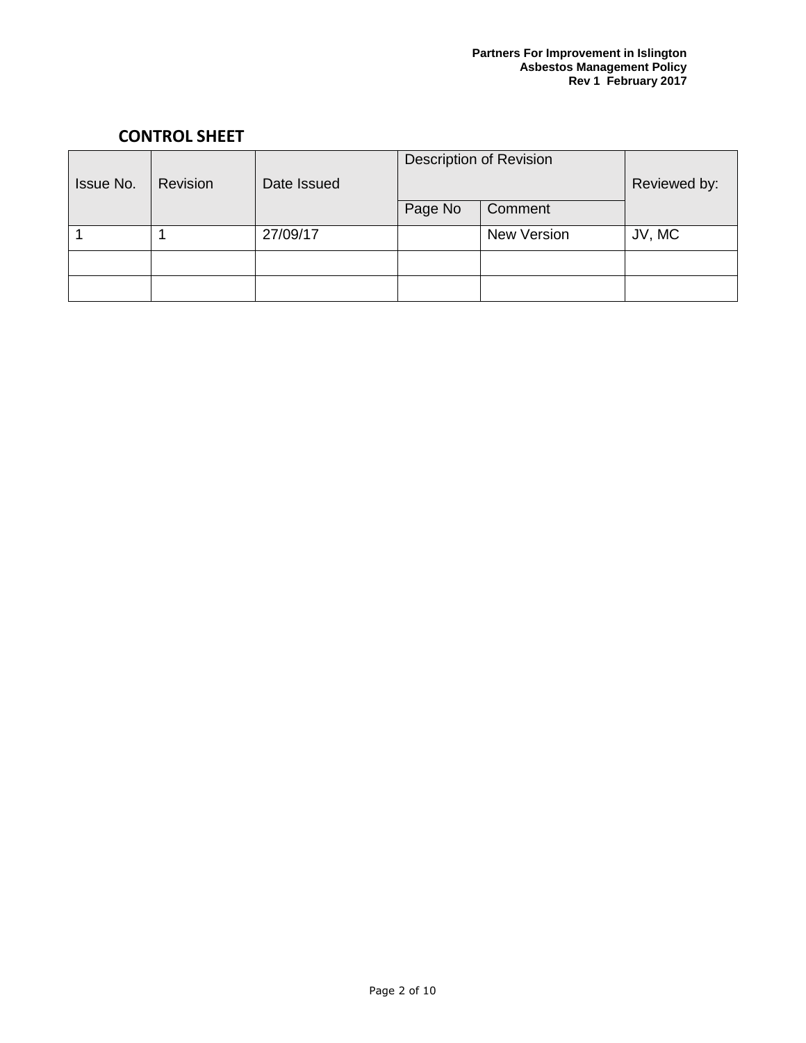## CONTROL SHEET

| Issue No. | Revision | Date Issued | Description of Revision | | Reviewed by: |
|---|---|---|---|---|---|
| | | | Page No | Comment | |
| 1 | 1 | 27/09/17 | | New Version | JV, MC |
| | | | | | |
| | | | | | |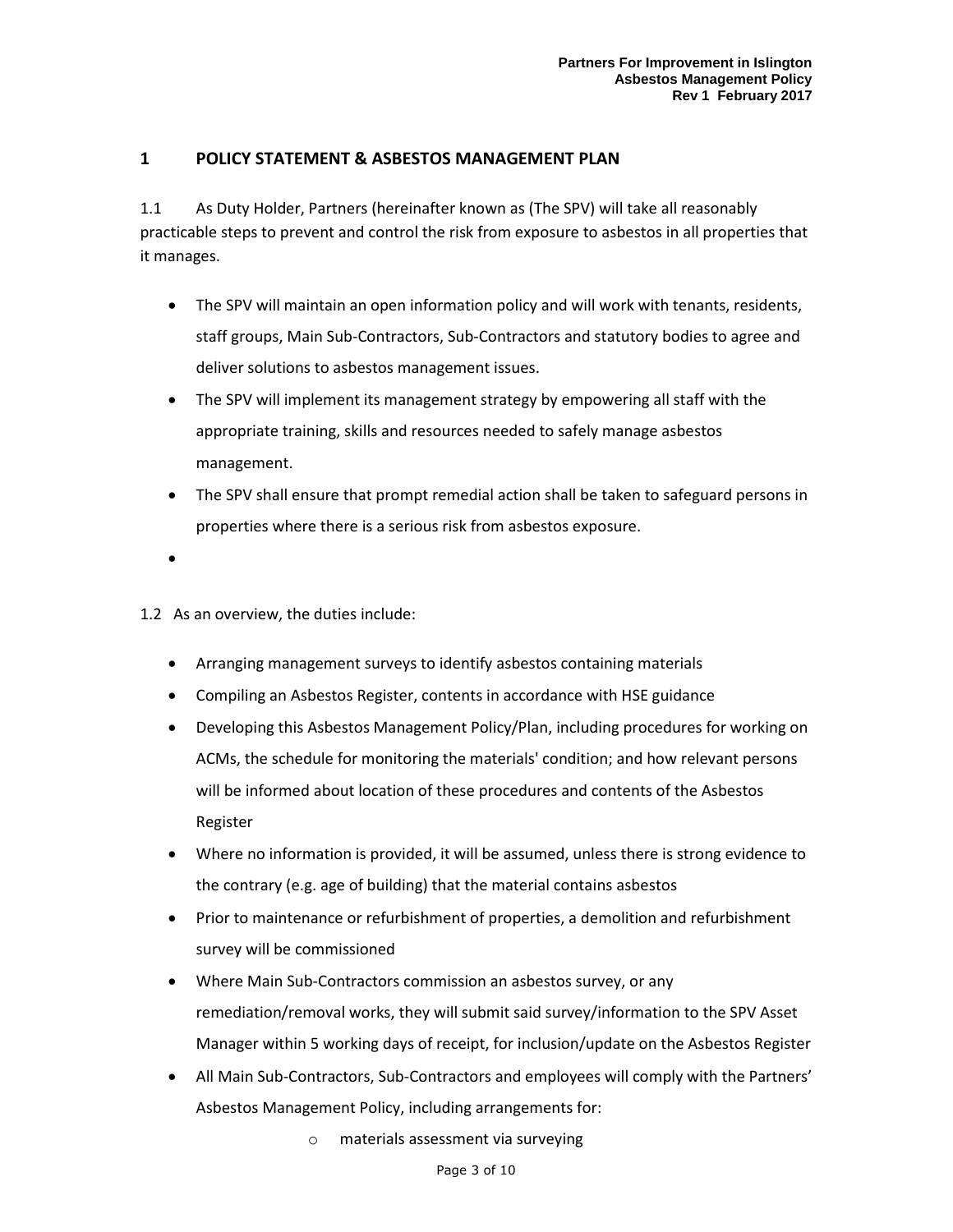## 1 POLICY STATEMENT & ASBESTOS MANAGEMENT PLAN

1.1 As Duty Holder, Partners (hereinafter known as (The SPV) will take all reasonably practicable steps to prevent and control the risk from exposure to asbestos in all properties that it manages.

- The SPV will maintain an open information policy and will work with tenants, residents, staff groups, Main Sub-Contractors, Sub-Contractors and statutory bodies to agree and deliver solutions to asbestos management issues.
- The SPV will implement its management strategy by empowering all staff with the appropriate training, skills and resources needed to safely manage asbestos management.
- The SPV shall ensure that prompt remedial action shall be taken to safeguard persons in properties where there is a serious risk from asbestos exposure.
-

1.2 As an overview, the duties include:

- Arranging management surveys to identify asbestos containing materials
- Compiling an Asbestos Register, contents in accordance with HSE guidance
- Developing this Asbestos Management Policy/Plan, including procedures for working on ACMs, the schedule for monitoring the materials' condition; and how relevant persons will be informed about location of these procedures and contents of the Asbestos Register
- Where no information is provided, it will be assumed, unless there is strong evidence to the contrary (e.g. age of building) that the material contains asbestos
- Prior to maintenance or refurbishment of properties, a demolition and refurbishment survey will be commissioned
- Where Main Sub-Contractors commission an asbestos survey, or any remediation/removal works, they will submit said survey/information to the SPV Asset Manager within 5 working days of receipt, for inclusion/update on the Asbestos Register
- All Main Sub-Contractors, Sub-Contractors and employees will comply with the Partners' Asbestos Management Policy, including arrangements for:
    - materials assessment via surveying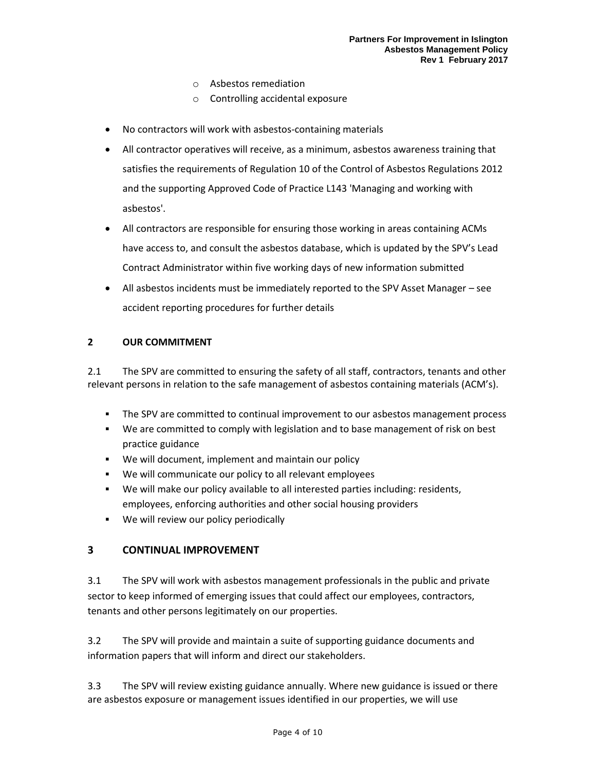- Asbestos remediation
    - Controlling accidental exposure

- No contractors will work with asbestos-containing materials
- All contractor operatives will receive, as a minimum, asbestos awareness training that satisfies the requirements of Regulation 10 of the Control of Asbestos Regulations 2012 and the supporting Approved Code of Practice L143 'Managing and working with asbestos'.
- All contractors are responsible for ensuring those working in areas containing ACMs have access to, and consult the asbestos database, which is updated by the SPV's Lead Contract Administrator within five working days of new information submitted
- All asbestos incidents must be immediately reported to the SPV Asset Manager – see accident reporting procedures for further details

## 2 OUR COMMITMENT

2.1 The SPV are committed to ensuring the safety of all staff, contractors, tenants and other relevant persons in relation to the safe management of asbestos containing materials (ACM's).

- The SPV are committed to continual improvement to our asbestos management process
- We are committed to comply with legislation and to base management of risk on best practice guidance
- We will document, implement and maintain our policy
- We will communicate our policy to all relevant employees
- We will make our policy available to all interested parties including: residents, employees, enforcing authorities and other social housing providers
- We will review our policy periodically

## 3 CONTINUAL IMPROVEMENT

3.1 The SPV will work with asbestos management professionals in the public and private sector to keep informed of emerging issues that could affect our employees, contractors, tenants and other persons legitimately on our properties.

3.2 The SPV will provide and maintain a suite of supporting guidance documents and information papers that will inform and direct our stakeholders.

3.3 The SPV will review existing guidance annually. Where new guidance is issued or there are asbestos exposure or management issues identified in our properties, we will use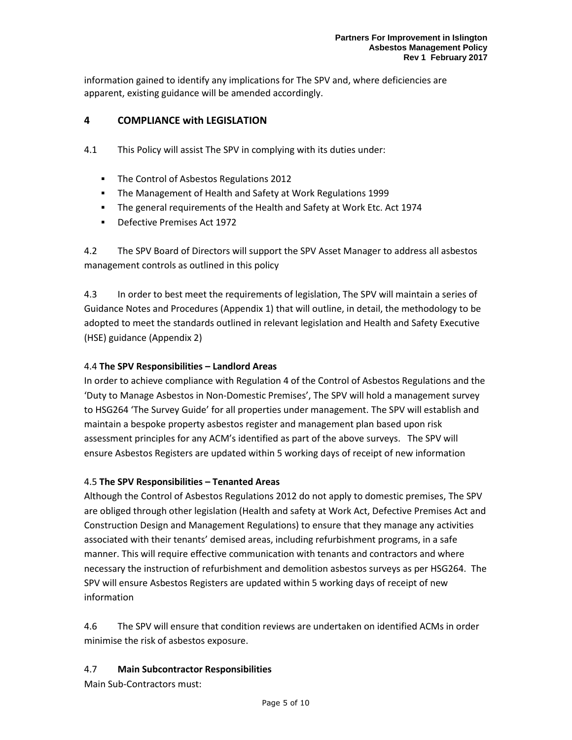information gained to identify any implications for The SPV and, where deficiencies are apparent, existing guidance will be amended accordingly.

## 4 COMPLIANCE with LEGISLATION

4.1 This Policy will assist The SPV in complying with its duties under:

- The Control of Asbestos Regulations 2012
- The Management of Health and Safety at Work Regulations 1999
- The general requirements of the Health and Safety at Work Etc. Act 1974
- Defective Premises Act 1972

4.2 The SPV Board of Directors will support the SPV Asset Manager to address all asbestos management controls as outlined in this policy

4.3 In order to best meet the requirements of legislation, The SPV will maintain a series of Guidance Notes and Procedures (Appendix 1) that will outline, in detail, the methodology to be adopted to meet the standards outlined in relevant legislation and Health and Safety Executive (HSE) guidance (Appendix 2)

4.4 **The SPV Responsibilities – Landlord Areas**

In order to achieve compliance with Regulation 4 of the Control of Asbestos Regulations and the 'Duty to Manage Asbestos in Non-Domestic Premises', The SPV will hold a management survey to HSG264 'The Survey Guide' for all properties under management. The SPV will establish and maintain a bespoke property asbestos register and management plan based upon risk assessment principles for any ACM's identified as part of the above surveys. The SPV will ensure Asbestos Registers are updated within 5 working days of receipt of new information

4.5 **The SPV Responsibilities – Tenanted Areas**

Although the Control of Asbestos Regulations 2012 do not apply to domestic premises, The SPV are obliged through other legislation (Health and safety at Work Act, Defective Premises Act and Construction Design and Management Regulations) to ensure that they manage any activities associated with their tenants' demised areas, including refurbishment programs, in a safe manner. This will require effective communication with tenants and contractors and where necessary the instruction of refurbishment and demolition asbestos surveys as per HSG264. The SPV will ensure Asbestos Registers are updated within 5 working days of receipt of new information

4.6 The SPV will ensure that condition reviews are undertaken on identified ACMs in order minimise the risk of asbestos exposure.

4.7 **Main Subcontractor Responsibilities**

Main Sub-Contractors must: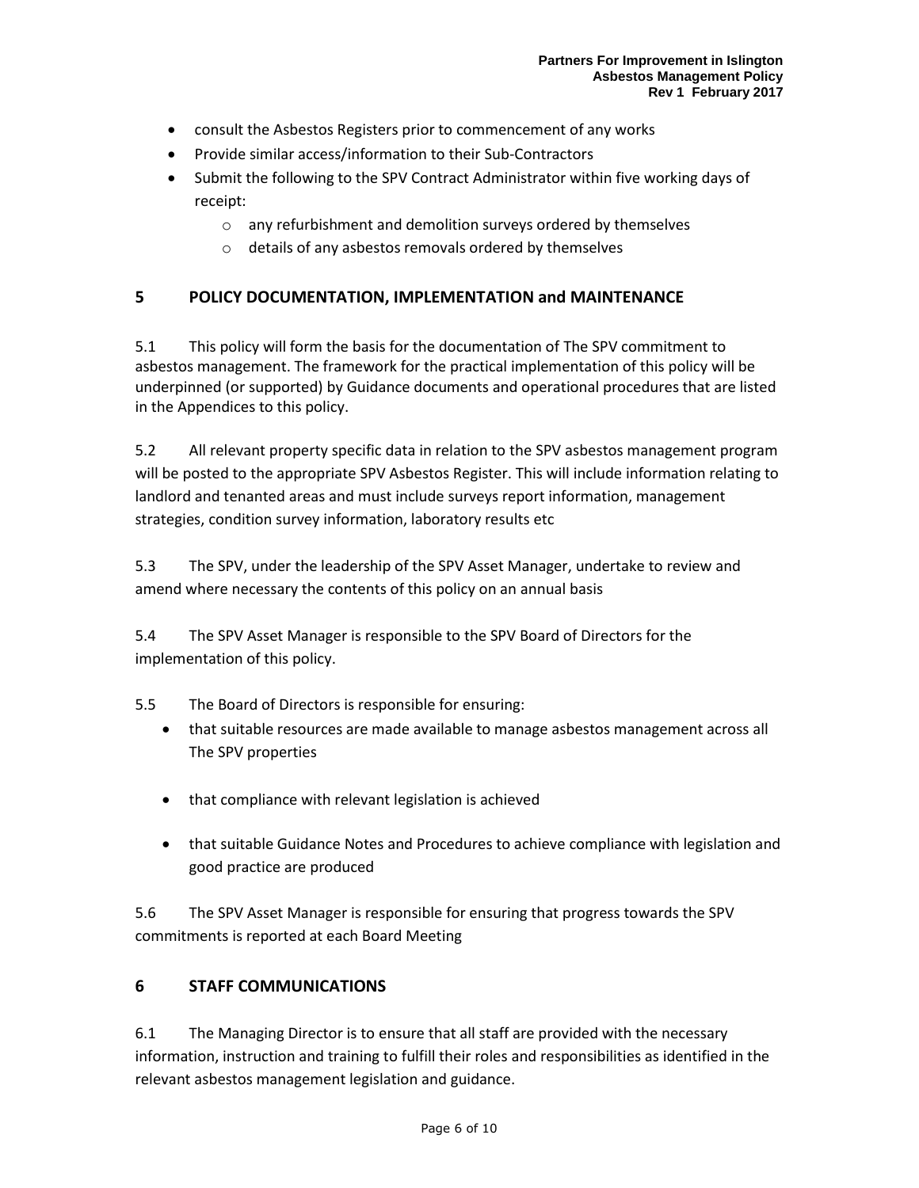- consult the Asbestos Registers prior to commencement of any works
- Provide similar access/information to their Sub-Contractors
- Submit the following to the SPV Contract Administrator within five working days of receipt:
    - any refurbishment and demolition surveys ordered by themselves
    - details of any asbestos removals ordered by themselves

## 5 POLICY DOCUMENTATION, IMPLEMENTATION and MAINTENANCE

5.1 This policy will form the basis for the documentation of The SPV commitment to asbestos management. The framework for the practical implementation of this policy will be underpinned (or supported) by Guidance documents and operational procedures that are listed in the Appendices to this policy.

5.2 All relevant property specific data in relation to the SPV asbestos management program will be posted to the appropriate SPV Asbestos Register. This will include information relating to landlord and tenanted areas and must include surveys report information, management strategies, condition survey information, laboratory results etc

5.3 The SPV, under the leadership of the SPV Asset Manager, undertake to review and amend where necessary the contents of this policy on an annual basis

5.4 The SPV Asset Manager is responsible to the SPV Board of Directors for the implementation of this policy.

5.5 The Board of Directors is responsible for ensuring:

- that suitable resources are made available to manage asbestos management across all The SPV properties
- that compliance with relevant legislation is achieved
- that suitable Guidance Notes and Procedures to achieve compliance with legislation and good practice are produced

5.6 The SPV Asset Manager is responsible for ensuring that progress towards the SPV commitments is reported at each Board Meeting

## 6 STAFF COMMUNICATIONS

6.1 The Managing Director is to ensure that all staff are provided with the necessary information, instruction and training to fulfill their roles and responsibilities as identified in the relevant asbestos management legislation and guidance.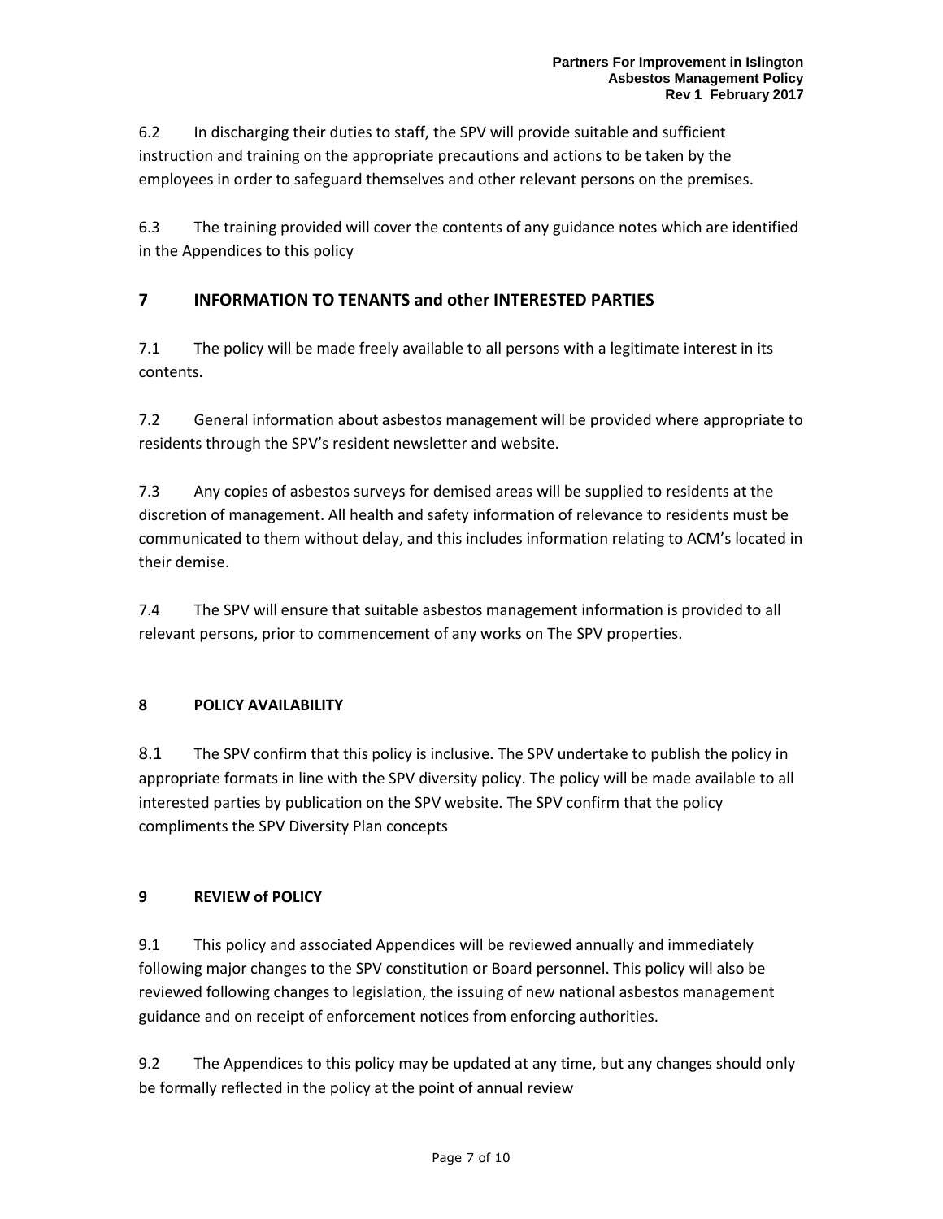6.2 In discharging their duties to staff, the SPV will provide suitable and sufficient instruction and training on the appropriate precautions and actions to be taken by the employees in order to safeguard themselves and other relevant persons on the premises.

6.3 The training provided will cover the contents of any guidance notes which are identified in the Appendices to this policy

## 7 INFORMATION TO TENANTS and other INTERESTED PARTIES

7.1 The policy will be made freely available to all persons with a legitimate interest in its contents.

7.2 General information about asbestos management will be provided where appropriate to residents through the SPV's resident newsletter and website.

7.3 Any copies of asbestos surveys for demised areas will be supplied to residents at the discretion of management. All health and safety information of relevance to residents must be communicated to them without delay, and this includes information relating to ACM's located in their demise.

7.4 The SPV will ensure that suitable asbestos management information is provided to all relevant persons, prior to commencement of any works on The SPV properties.

### 8 POLICY AVAILABILITY

8.1 The SPV confirm that this policy is inclusive. The SPV undertake to publish the policy in appropriate formats in line with the SPV diversity policy. The policy will be made available to all interested parties by publication on the SPV website. The SPV confirm that the policy compliments the SPV Diversity Plan concepts

### 9 REVIEW of POLICY

9.1 This policy and associated Appendices will be reviewed annually and immediately following major changes to the SPV constitution or Board personnel. This policy will also be reviewed following changes to legislation, the issuing of new national asbestos management guidance and on receipt of enforcement notices from enforcing authorities.

9.2 The Appendices to this policy may be updated at any time, but any changes should only be formally reflected in the policy at the point of annual review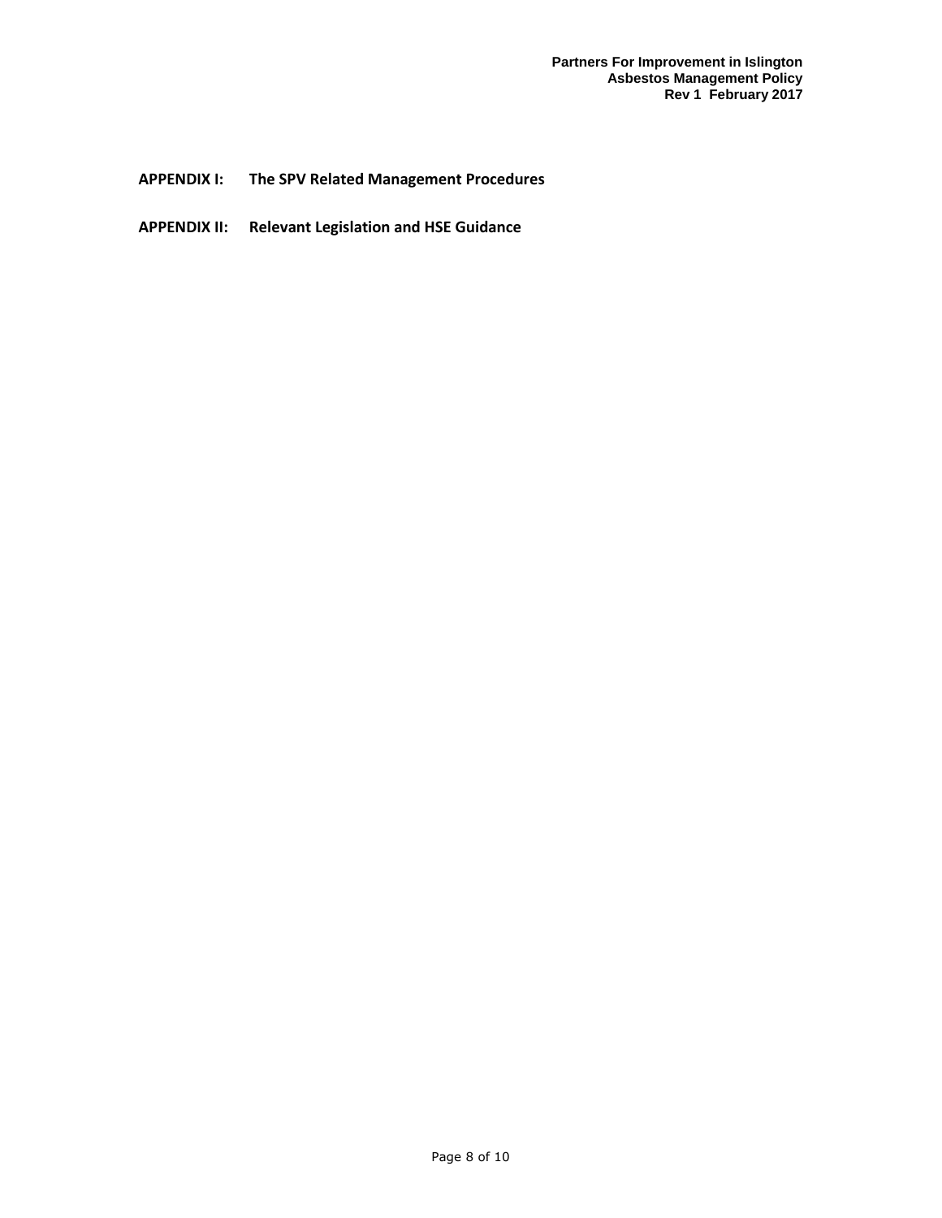**APPENDIX I: The SPV Related Management Procedures**

**APPENDIX II: Relevant Legislation and HSE Guidance**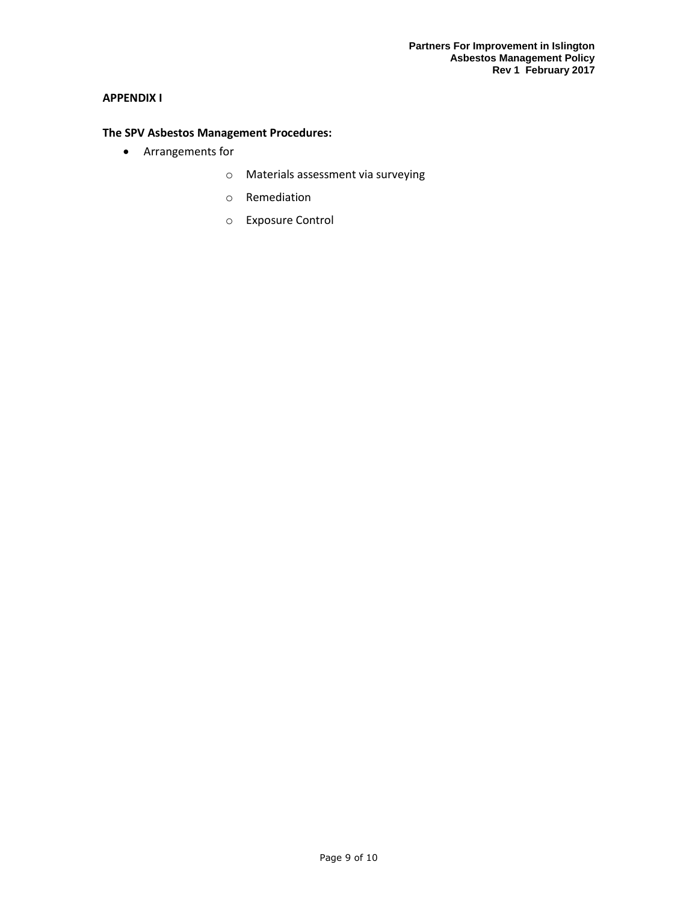**APPENDIX I**

**The SPV Asbestos Management Procedures:**

- Arrangements for
  - Materials assessment via surveying
  - Remediation
  - Exposure Control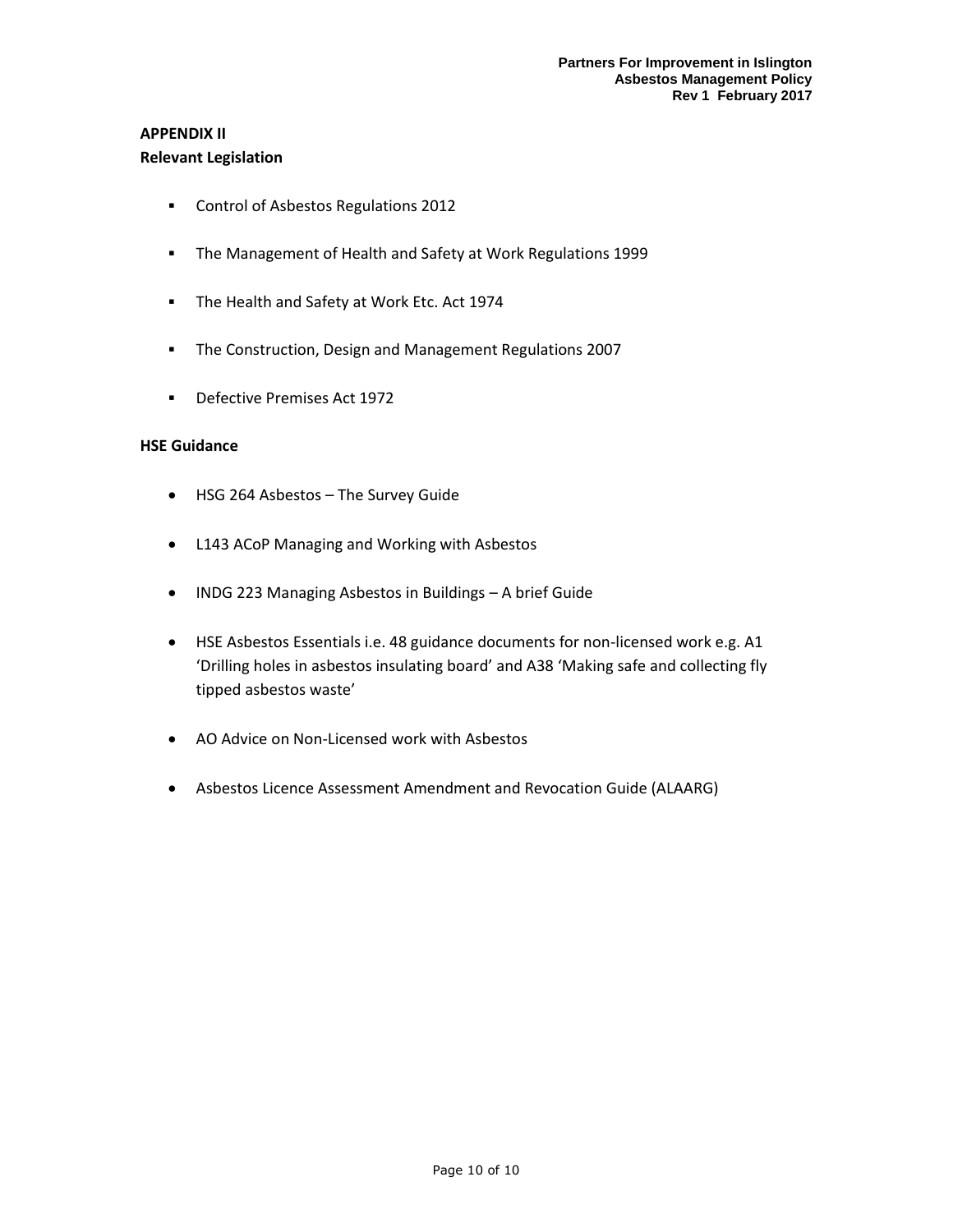## APPENDIX II

### Relevant Legislation

- Control of Asbestos Regulations 2012
- The Management of Health and Safety at Work Regulations 1999
- The Health and Safety at Work Etc. Act 1974
- The Construction, Design and Management Regulations 2007
- Defective Premises Act 1972

### HSE Guidance

- HSG 264 Asbestos – The Survey Guide
- L143 ACoP Managing and Working with Asbestos
- INDG 223 Managing Asbestos in Buildings – A brief Guide
- HSE Asbestos Essentials i.e. 48 guidance documents for non-licensed work e.g. A1 'Drilling holes in asbestos insulating board' and A38 'Making safe and collecting fly tipped asbestos waste'
- AO Advice on Non-Licensed work with Asbestos
- Asbestos Licence Assessment Amendment and Revocation Guide (ALAARG)